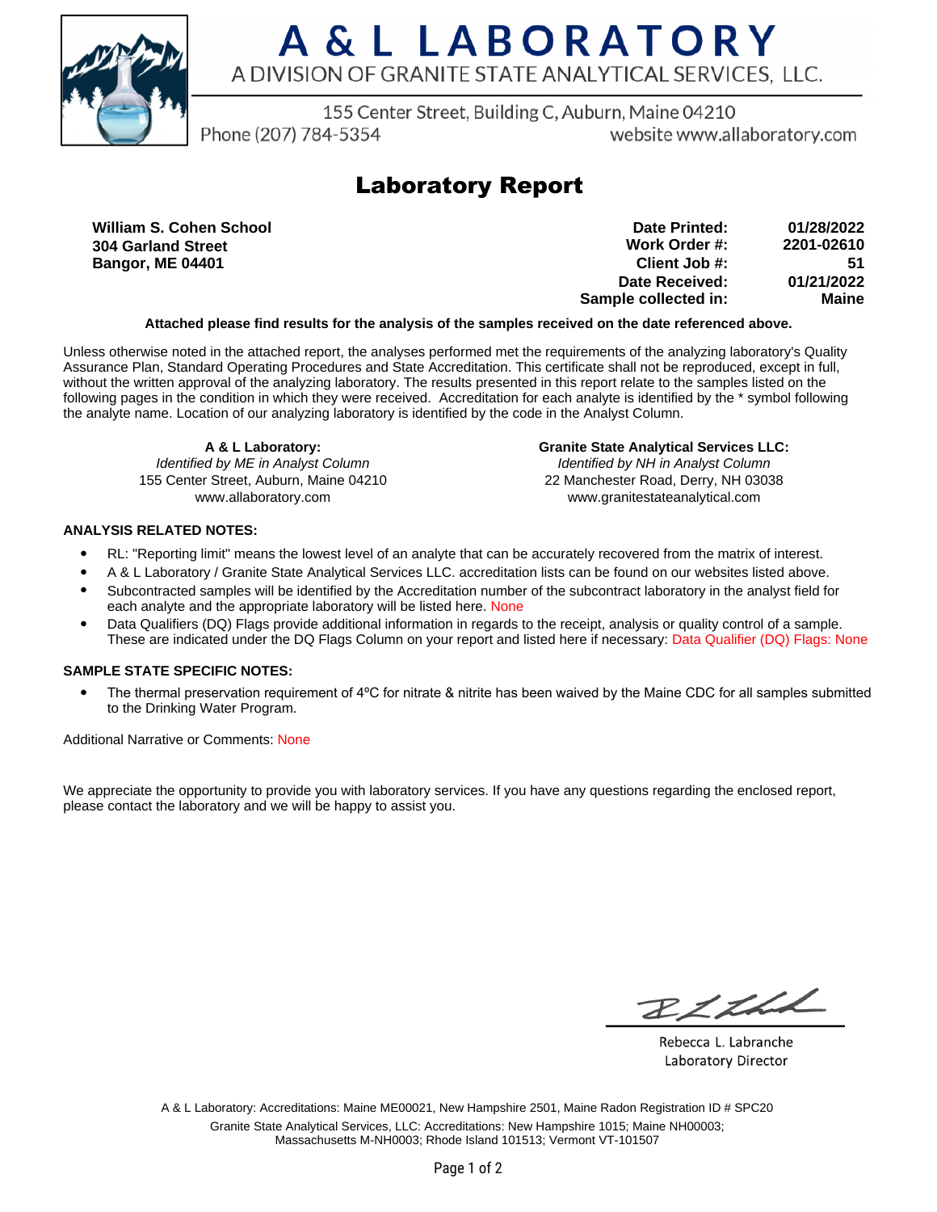# A & L LABORATORY

A DIVISION OF GRANITE STATE ANALYTICAL SERVICES, LLC.

155 Center Street, Building C, Auburn, Maine 04210

Phone (207) 784-5354 website www.allaboratory.com

## Laboratory Report

**William S. Cohen School**
**304 Garland Street**
**Bangor, ME 04401**

| | |
|---|---|
| **Date Printed:** | **01/28/2022** |
| **Work Order #:** | **2201-02610** |
| **Client Job #:** | **51** |
| **Date Received:** | **01/21/2022** |
| **Sample collected in:** | **Maine** |

**Attached please find results for the analysis of the samples received on the date referenced above.**

Unless otherwise noted in the attached report, the analyses performed met the requirements of the analyzing laboratory's Quality Assurance Plan, Standard Operating Procedures and State Accreditation. This certificate shall not be reproduced, except in full, without the written approval of the analyzing laboratory. The results presented in this report relate to the samples listed on the following pages in the condition in which they were received. Accreditation for each analyte is identified by the * symbol following the analyte name. Location of our analyzing laboratory is identified by the code in the Analyst Column.

**A & L Laboratory:**
*Identified by ME in Analyst Column*
155 Center Street, Auburn, Maine 04210
www.allaboratory.com

**Granite State Analytical Services LLC:**
*Identified by NH in Analyst Column*
22 Manchester Road, Derry, NH 03038
www.granitestateanalytical.com

**ANALYSIS RELATED NOTES:**

- RL: "Reporting limit" means the lowest level of an analyte that can be accurately recovered from the matrix of interest.
- A & L Laboratory / Granite State Analytical Services LLC. accreditation lists can be found on our websites listed above.
- Subcontracted samples will be identified by the Accreditation number of the subcontract laboratory in the analyst field for each analyte and the appropriate laboratory will be listed here. None
- Data Qualifiers (DQ) Flags provide additional information in regards to the receipt, analysis or quality control of a sample. These are indicated under the DQ Flags Column on your report and listed here if necessary: Data Qualifier (DQ) Flags: None

**SAMPLE STATE SPECIFIC NOTES:**

- The thermal preservation requirement of 4ºC for nitrate & nitrite has been waived by the Maine CDC for all samples submitted to the Drinking Water Program.

Additional Narrative or Comments: None

We appreciate the opportunity to provide you with laboratory services. If you have any questions regarding the enclosed report, please contact the laboratory and we will be happy to assist you.

Rebecca L. Labranche
Laboratory Director

A & L Laboratory: Accreditations: Maine ME00021, New Hampshire 2501, Maine Radon Registration ID # SPC20
Granite State Analytical Services, LLC: Accreditations: New Hampshire 1015; Maine NH00003; Massachusetts M-NH0003; Rhode Island 101513; Vermont VT-101507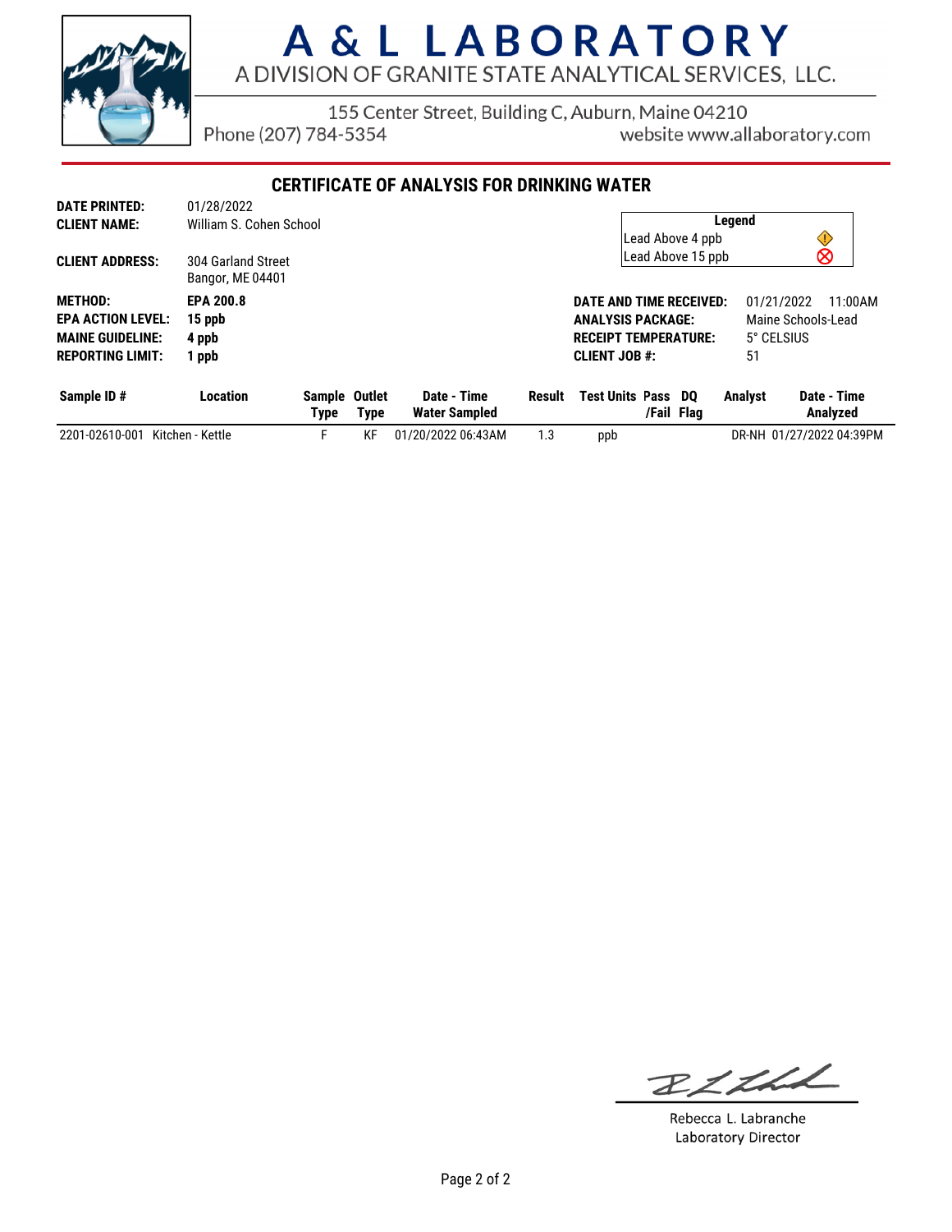# A & L LABORATORY

A DIVISION OF GRANITE STATE ANALYTICAL SERVICES, LLC.

155 Center Street, Building C, Auburn, Maine 04210
Phone (207) 784-5354 website www.allaboratory.com

## CERTIFICATE OF ANALYSIS FOR DRINKING WATER

**DATE PRINTED:** 01/28/2022
**CLIENT NAME:** William S. Cohen School
**CLIENT ADDRESS:** 304 Garland Street
Bangor, ME 04401

| Legend | |
|---|---|
| Lead Above 4 ppb | ⚠ |
| Lead Above 15 ppb | ⊗ |

**METHOD:** EPA 200.8
**EPA ACTION LEVEL:** 15 ppb
**MAINE GUIDELINE:** 4 ppb
**REPORTING LIMIT:** 1 ppb

**DATE AND TIME RECEIVED:** 01/21/2022 11:00AM
**ANALYSIS PACKAGE:** Maine Schools-Lead
**RECEIPT TEMPERATURE:** 5° CELSIUS
**CLIENT JOB #:** 51

| Sample ID # | Location | Sample Type | Outlet Type | Date - Time Water Sampled | Result | Test Units | Pass /Fail | DQ Flag | Analyst | Date - Time Analyzed |
|---|---|---|---|---|---|---|---|---|---|---|
| 2201-02610-001 | Kitchen - Kettle | F | KF | 01/20/2022 06:43AM | 1.3 | ppb | | | DR-NH | 01/27/2022 04:39PM |

Rebecca L. Labranche
Laboratory Director